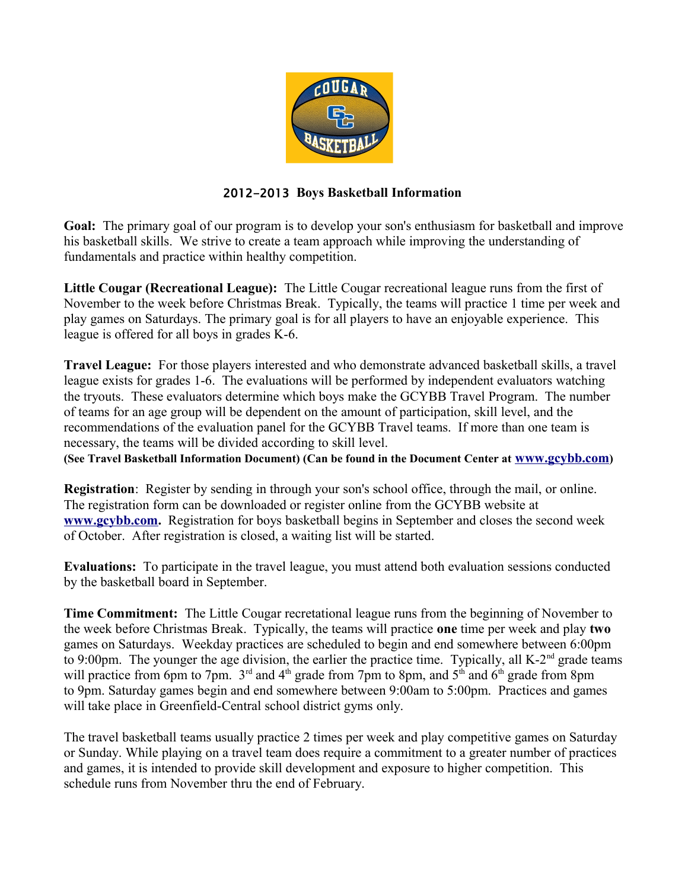## 2012-2013 Boys Basketball Information

**Goal:** The primary goal of our program is to develop your son's enthusiasm for basketball and improve his basketball skills. We strive to create a team approach while improving the understanding of fundamentals and practice within healthy competition.

**Little Cougar (Recreational League):** The Little Cougar recreational league runs from the first of November to the week before Christmas Break. Typically, the teams will practice 1 time per week and play games on Saturdays. The primary goal is for all players to have an enjoyable experience. This league is offered for all boys in grades K-6.

**Travel League:** For those players interested and who demonstrate advanced basketball skills, a travel league exists for grades 1-6. The evaluations will be performed by independent evaluators watching the tryouts. These evaluators determine which boys make the GCYBB Travel Program. The number of teams for an age group will be dependent on the amount of participation, skill level, and the recommendations of the evaluation panel for the GCYBB Travel teams. If more than one team is necessary, the teams will be divided according to skill level.
**(See Travel Basketball Information Document) (Can be found in the Document Center at [www.gcybb.com](http://www.gcybb.com))**

**Registration**: Register by sending in through your son's school office, through the mail, or online. The registration form can be downloaded or register online from the GCYBB website at **[www.gcybb.com](http://www.gcybb.com).** Registration for boys basketball begins in September and closes the second week of October. After registration is closed, a waiting list will be started.

**Evaluations:** To participate in the travel league, you must attend both evaluation sessions conducted by the basketball board in September.

**Time Commitment:** The Little Cougar recretational league runs from the beginning of November to the week before Christmas Break. Typically, the teams will practice **one** time per week and play **two** games on Saturdays. Weekday practices are scheduled to begin and end somewhere between 6:00pm to 9:00pm. The younger the age division, the earlier the practice time. Typically, all K-2nd grade teams will practice from 6pm to 7pm. 3rd and 4th grade from 7pm to 8pm, and 5th and 6th grade from 8pm to 9pm. Saturday games begin and end somewhere between 9:00am to 5:00pm. Practices and games will take place in Greenfield-Central school district gyms only.

The travel basketball teams usually practice 2 times per week and play competitive games on Saturday or Sunday. While playing on a travel team does require a commitment to a greater number of practices and games, it is intended to provide skill development and exposure to higher competition. This schedule runs from November thru the end of February.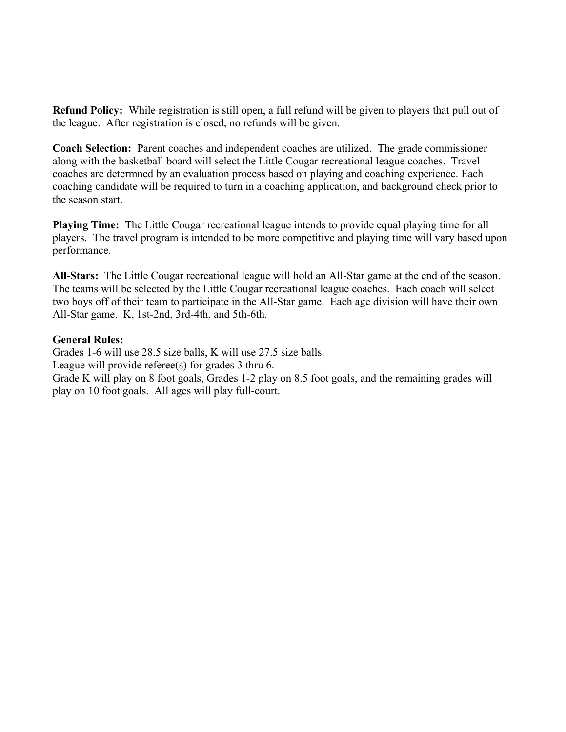**Refund Policy:** While registration is still open, a full refund will be given to players that pull out of the league. After registration is closed, no refunds will be given.

**Coach Selection:** Parent coaches and independent coaches are utilized. The grade commissioner along with the basketball board will select the Little Cougar recreational league coaches. Travel coaches are determned by an evaluation process based on playing and coaching experience. Each coaching candidate will be required to turn in a coaching application, and background check prior to the season start.

**Playing Time:** The Little Cougar recreational league intends to provide equal playing time for all players. The travel program is intended to be more competitive and playing time will vary based upon performance.

**All-Stars:** The Little Cougar recreational league will hold an All-Star game at the end of the season. The teams will be selected by the Little Cougar recreational league coaches. Each coach will select two boys off of their team to participate in the All-Star game. Each age division will have their own All-Star game. K, 1st-2nd, 3rd-4th, and 5th-6th.

**General Rules:**
Grades 1-6 will use 28.5 size balls, K will use 27.5 size balls.
League will provide referee(s) for grades 3 thru 6.
Grade K will play on 8 foot goals, Grades 1-2 play on 8.5 foot goals, and the remaining grades will play on 10 foot goals. All ages will play full-court.